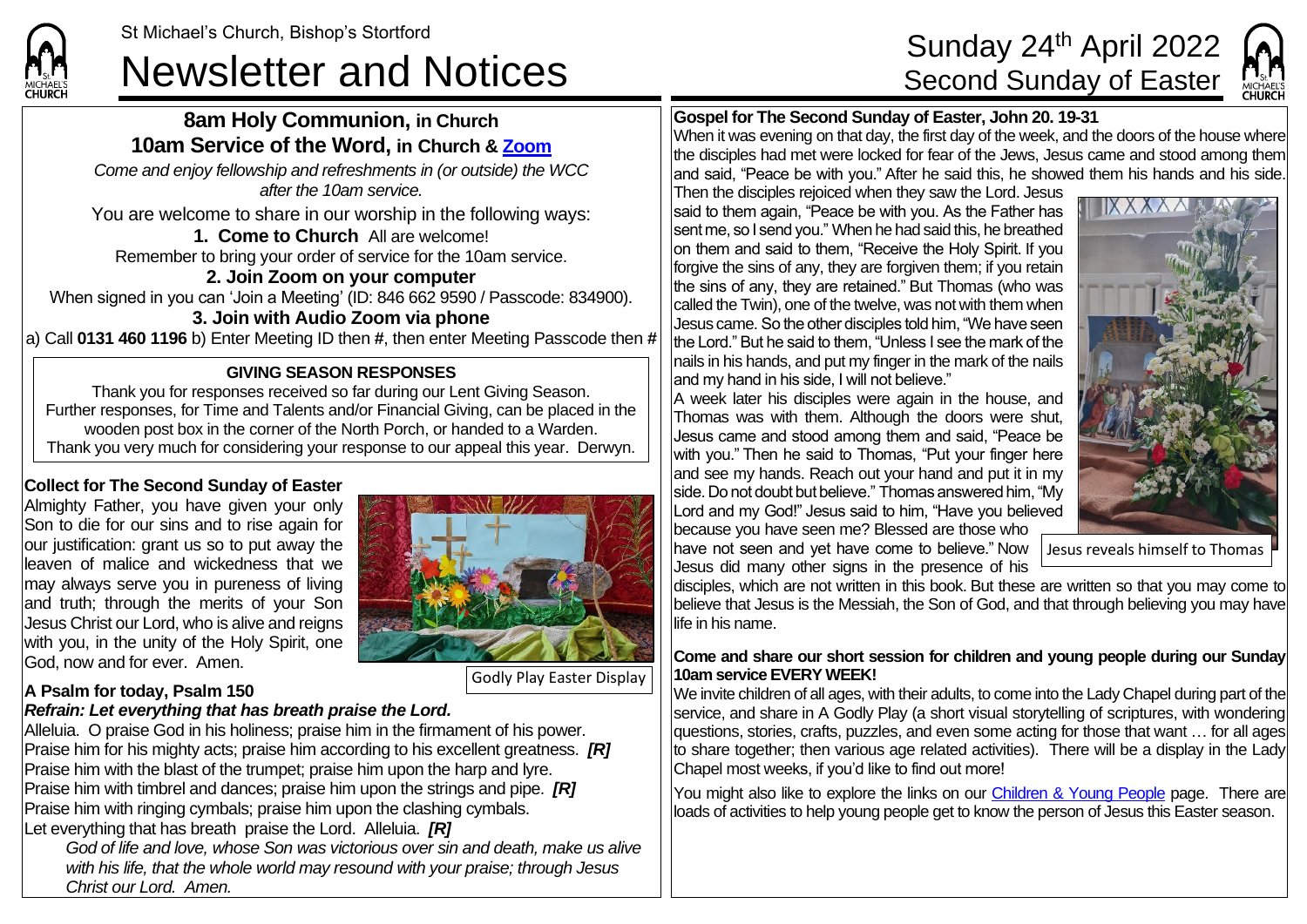St Michael's Church, Bishop's Stortford

# Newsletter and Notices

# Sunday 24th April 2022
## Second Sunday of Easter

## 8am Holy Communion, in Church
## 10am Service of the Word, in Church & Zoom

*Come and enjoy fellowship and refreshments in (or outside) the WCC after the 10am service.*

You are welcome to share in our worship in the following ways:

**1. Come to Church** All are welcome!
Remember to bring your order of service for the 10am service.

**2. Join Zoom on your computer**
When signed in you can 'Join a Meeting' (ID: 846 662 9590 / Passcode: 834900).

**3. Join with Audio Zoom via phone**
a) Call **0131 460 1196** b) Enter Meeting ID then **#**, then enter Meeting Passcode then **#**

**GIVING SEASON RESPONSES**

Thank you for responses received so far during our Lent Giving Season. Further responses, for Time and Talents and/or Financial Giving, can be placed in the wooden post box in the corner of the North Porch, or handed to a Warden. Thank you very much for considering your response to our appeal this year. Derwyn.

**Collect for The Second Sunday of Easter**

Almighty Father, you have given your only Son to die for our sins and to rise again for our justification: grant us so to put away the leaven of malice and wickedness that we may always serve you in pureness of living and truth; through the merits of your Son Jesus Christ our Lord, who is alive and reigns with you, in the unity of the Holy Spirit, one God, now and for ever. Amen.

Godly Play Easter Display

**A Psalm for today, Psalm 150**

***Refrain: Let everything that has breath praise the Lord.***

Alleluia. O praise God in his holiness; praise him in the firmament of his power.
Praise him for his mighty acts; praise him according to his excellent greatness. ***[R]***
Praise him with the blast of the trumpet; praise him upon the harp and lyre.
Praise him with timbrel and dances; praise him upon the strings and pipe. ***[R]***
Praise him with ringing cymbals; praise him upon the clashing cymbals.
Let everything that has breath praise the Lord. Alleluia. ***[R]***

*God of life and love, whose Son was victorious over sin and death, make us alive with his life, that the whole world may resound with your praise; through Jesus Christ our Lord. Amen.*

**Gospel for The Second Sunday of Easter, John 20. 19-31**

When it was evening on that day, the first day of the week, and the doors of the house where the disciples had met were locked for fear of the Jews, Jesus came and stood among them and said, "Peace be with you." After he said this, he showed them his hands and his side. Then the disciples rejoiced when they saw the Lord. Jesus said to them again, "Peace be with you. As the Father has sent me, so I send you." When he had said this, he breathed on them and said to them, "Receive the Holy Spirit. If you forgive the sins of any, they are forgiven them; if you retain the sins of any, they are retained." But Thomas (who was called the Twin), one of the twelve, was not with them when Jesus came. So the other disciples told him, "We have seen the Lord." But he said to them, "Unless I see the mark of the nails in his hands, and put my finger in the mark of the nails and my hand in his side, I will not believe."

A week later his disciples were again in the house, and Thomas was with them. Although the doors were shut, Jesus came and stood among them and said, "Peace be with you." Then he said to Thomas, "Put your finger here and see my hands. Reach out your hand and put it in my side. Do not doubt but believe." Thomas answered him, "My Lord and my God!" Jesus said to him, "Have you believed because you have seen me? Blessed are those who have not seen and yet have come to believe." Now Jesus did many other signs in the presence of his disciples, which are not written in this book. But these are written so that you may come to believe that Jesus is the Messiah, the Son of God, and that through believing you may have life in his name.

Jesus reveals himself to Thomas

**Come and share our short session for children and young people during our Sunday 10am service EVERY WEEK!**

We invite children of all ages, with their adults, to come into the Lady Chapel during part of the service, and share in A Godly Play (a short visual storytelling of scriptures, with wondering questions, stories, crafts, puzzles, and even some acting for those that want … for all ages to share together; then various age related activities). There will be a display in the Lady Chapel most weeks, if you'd like to find out more!

You might also like to explore the links on our Children & Young People page. There are loads of activities to help young people get to know the person of Jesus this Easter season.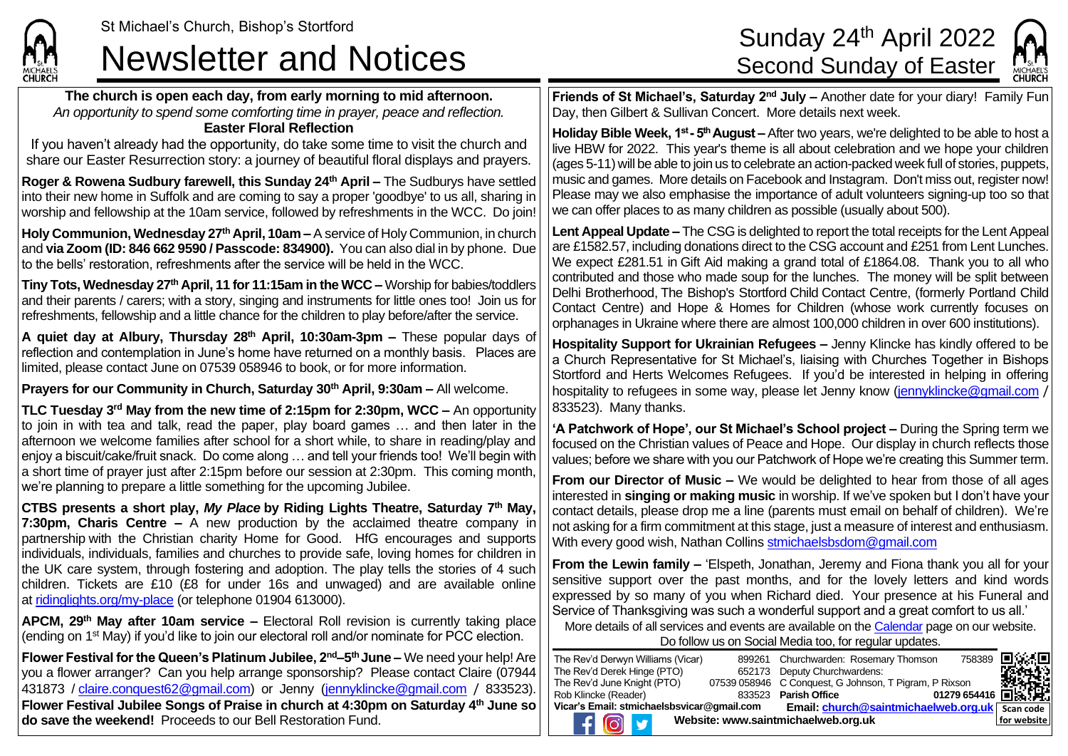St Michael's Church, Bishop's Stortford

# Newsletter and Notices

## Sunday 24th April 2022
## Second Sunday of Easter

**The church is open each day, from early morning to mid afternoon.**
*An opportunity to spend some comforting time in prayer, peace and reflection.*

**Easter Floral Reflection**

If you haven't already had the opportunity, do take some time to visit the church and share our Easter Resurrection story: a journey of beautiful floral displays and prayers.

**Roger & Rowena Sudbury farewell, this Sunday 24th April –** The Sudburys have settled into their new home in Suffolk and are coming to say a proper 'goodbye' to us all, sharing in worship and fellowship at the 10am service, followed by refreshments in the WCC. Do join!

**Holy Communion, Wednesday 27th April, 10am –** A service of Holy Communion, in church and **via Zoom (ID: 846 662 9590 / Passcode: 834900).** You can also dial in by phone. Due to the bells' restoration, refreshments after the service will be held in the WCC.

**Tiny Tots, Wednesday 27th April, 11 for 11:15am in the WCC –** Worship for babies/toddlers and their parents / carers; with a story, singing and instruments for little ones too! Join us for refreshments, fellowship and a little chance for the children to play before/after the service.

**A quiet day at Albury, Thursday 28th April, 10:30am-3pm –** These popular days of reflection and contemplation in June's home have returned on a monthly basis. Places are limited, please contact June on 07539 058946 to book, or for more information.

**Prayers for our Community in Church, Saturday 30th April, 9:30am –** All welcome.

**TLC Tuesday 3rd May from the new time of 2:15pm for 2:30pm, WCC –** An opportunity to join in with tea and talk, read the paper, play board games … and then later in the afternoon we welcome families after school for a short while, to share in reading/play and enjoy a biscuit/cake/fruit snack. Do come along … and tell your friends too! We'll begin with a short time of prayer just after 2:15pm before our session at 2:30pm. This coming month, we're planning to prepare a little something for the upcoming Jubilee.

**CTBS presents a short play, *My Place* by Riding Lights Theatre, Saturday 7th May, 7:30pm, Charis Centre –** A new production by the acclaimed theatre company in partnership with the Christian charity Home for Good. HfG encourages and supports individuals, individuals, families and churches to provide safe, loving homes for children in the UK care system, through fostering and adoption. The play tells the stories of 4 such children. Tickets are £10 (£8 for under 16s and unwaged) and are available online at ridinglights.org/my-place (or telephone 01904 613000).

**APCM, 29th May after 10am service –** Electoral Roll revision is currently taking place (ending on 1st May) if you'd like to join our electoral roll and/or nominate for PCC election.

**Flower Festival for the Queen's Platinum Jubilee, 2nd–5th June –** We need your help! Are you a flower arranger? Can you help arrange sponsorship? Please contact Claire (07944 431873 / claire.conquest62@gmail.com) or Jenny (jennyklincke@gmail.com / 833523). **Flower Festival Jubilee Songs of Praise in church at 4:30pm on Saturday 4th June so do save the weekend!** Proceeds to our Bell Restoration Fund.

**Friends of St Michael's, Saturday 2nd July –** Another date for your diary! Family Fun Day, then Gilbert & Sullivan Concert. More details next week.

**Holiday Bible Week, 1st - 5th August –** After two years, we're delighted to be able to host a live HBW for 2022. This year's theme is all about celebration and we hope your children (ages 5-11) will be able to join us to celebrate an action-packed week full of stories, puppets, music and games. More details on Facebook and Instagram. Don't miss out, register now! Please may we also emphasise the importance of adult volunteers signing-up too so that we can offer places to as many children as possible (usually about 500).

**Lent Appeal Update –** The CSG is delighted to report the total receipts for the Lent Appeal are £1582.57, including donations direct to the CSG account and £251 from Lent Lunches. We expect £281.51 in Gift Aid making a grand total of £1864.08. Thank you to all who contributed and those who made soup for the lunches. The money will be split between Delhi Brotherhood, The Bishop's Stortford Child Contact Centre, (formerly Portland Child Contact Centre) and Hope & Homes for Children (whose work currently focuses on orphanages in Ukraine where there are almost 100,000 children in over 600 institutions).

**Hospitality Support for Ukrainian Refugees –** Jenny Klincke has kindly offered to be a Church Representative for St Michael's, liaising with Churches Together in Bishops Stortford and Herts Welcomes Refugees. If you'd be interested in helping in offering hospitality to refugees in some way, please let Jenny know (jennyklincke@gmail.com / 833523). Many thanks.

**'A Patchwork of Hope', our St Michael's School project –** During the Spring term we focused on the Christian values of Peace and Hope. Our display in church reflects those values; before we share with you our Patchwork of Hope we're creating this Summer term.

**From our Director of Music –** We would be delighted to hear from those of all ages interested in **singing or making music** in worship. If we've spoken but I don't have your contact details, please drop me a line (parents must email on behalf of children). We're not asking for a firm commitment at this stage, just a measure of interest and enthusiasm. With every good wish, Nathan Collins stmichaelsbsdom@gmail.com

**From the Lewin family –** 'Elspeth, Jonathan, Jeremy and Fiona thank you all for your sensitive support over the past months, and for the lovely letters and kind words expressed by so many of you when Richard died. Your presence at his Funeral and Service of Thanksgiving was such a wonderful support and a great comfort to us all.'

More details of all services and events are available on the Calendar page on our website.
Do follow us on Social Media too, for regular updates.

| | | | |
|---|---|---|---|
| The Rev'd Derwyn Williams (Vicar) | 899261 | Churchwarden: Rosemary Thomson | 758389 |
| The Rev'd Derek Hinge (PTO) | 652173 | Deputy Churchwardens: | |
| The Rev'd June Knight (PTO) | 07539 058946 | C Conquest, G Johnson, T Pigram, P Rixson | |
| Rob Klincke (Reader) | 833523 | **Parish Office** | **01279 654416** |

**Vicar's Email: stmichaelsbsvicar@gmail.com** **Email: church@saintmichaelweb.org.uk**
**Website: www.saintmichaelweb.org.uk**

Scan code for website